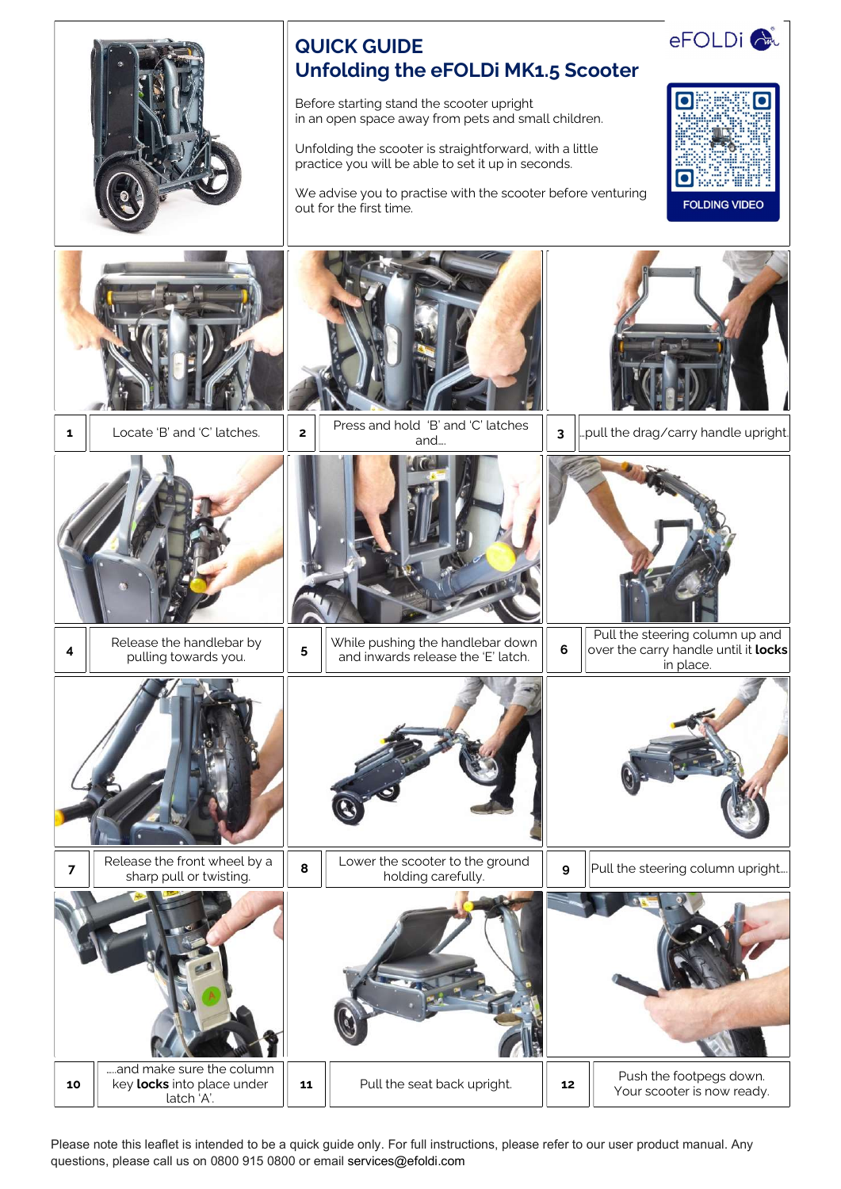eFOLDi

# QUICK GUIDE
## Unfolding the eFOLDi MK1.5 Scooter

Before starting stand the scooter upright in an open space away from pets and small children.

Unfolding the scooter is straightforward, with a little practice you will be able to set it up in seconds.

We advise you to practise with the scooter before venturing out for the first time.

FOLDING VIDEO

| | |
|---|---|
| 1 | Locate 'B' and 'C' latches. |
| 2 | Press and hold 'B' and 'C' latches and.... |
| 3 | ...pull the drag/carry handle upright. |
| 4 | Release the handlebar by pulling towards you. |
| 5 | While pushing the handlebar down and inwards release the 'E' latch. |
| 6 | Pull the steering column up and over the carry handle until it **locks** in place. |
| 7 | Release the front wheel by a sharp pull or twisting. |
| 8 | Lower the scooter to the ground holding carefully. |
| 9 | Pull the steering column upright.... |
| 10 | ....and make sure the column key **locks** into place under latch 'A'. |
| 11 | Pull the seat back upright. |
| 12 | Push the footpegs down. Your scooter is now ready. |

Please note this leaflet is intended to be a quick guide only. For full instructions, please refer to our user product manual. Any questions, please call us on 0800 915 0800 or email services@efoldi.com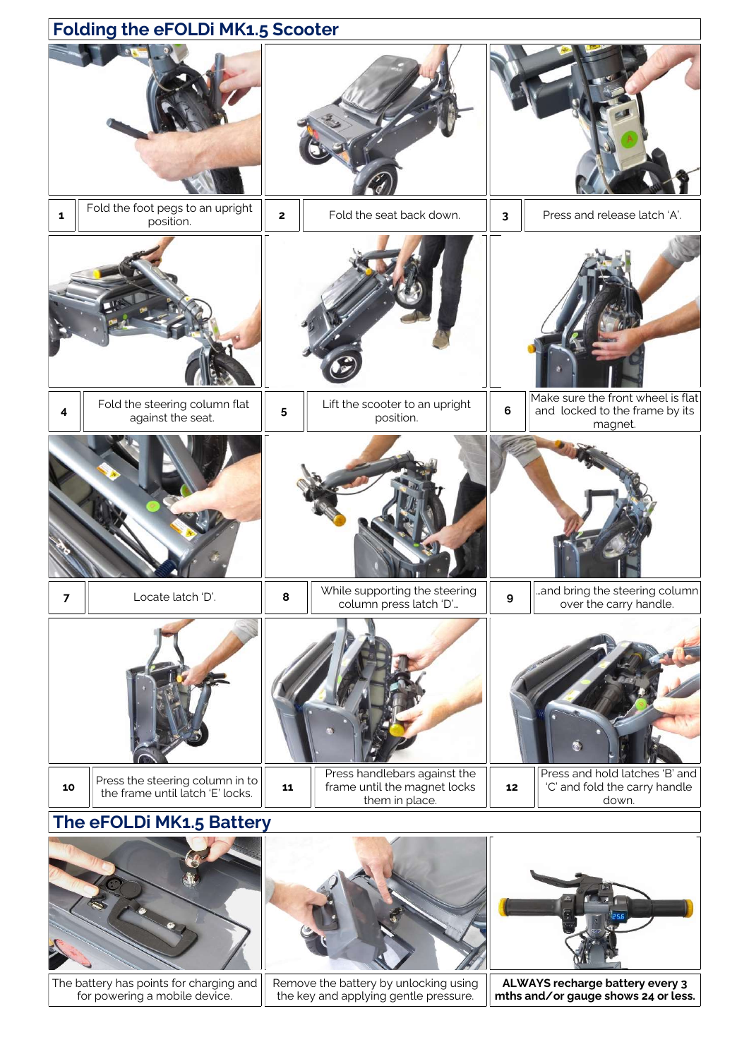## Folding the eFOLDi MK1.5 Scooter

**1** Fold the foot pegs to an upright position.

**2** Fold the seat back down.

**3** Press and release latch 'A'.

**4** Fold the steering column flat against the seat.

**5** Lift the scooter to an upright position.

**6** Make sure the front wheel is flat and locked to the frame by its magnet.

**7** Locate latch 'D'.

**8** While supporting the steering column press latch 'D'...

**9** ...and bring the steering column over the carry handle.

**10** Press the steering column in to the frame until latch 'E' locks.

**11** Press handlebars against the frame until the magnet locks them in place.

**12** Press and hold latches 'B' and 'C' and fold the carry handle down.

## The eFOLDi MK1.5 Battery

The battery has points for charging and for powering a mobile device.

Remove the battery by unlocking using the key and applying gentle pressure.

**ALWAYS recharge battery every 3 mths and/or gauge shows 24 or less.**